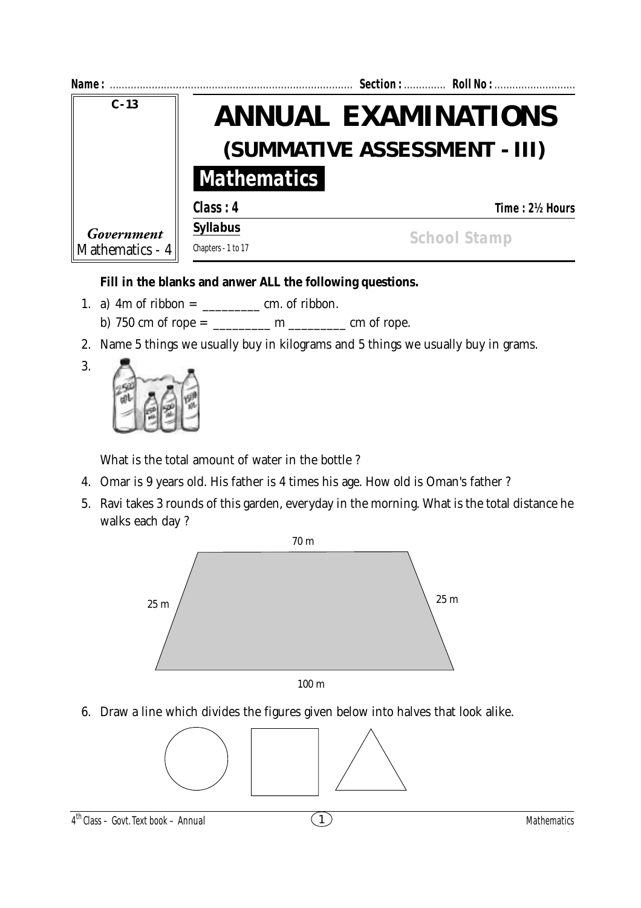**Name :** ................................................................................ **Section :** ............. **Roll No :** ...........................

C-13

*Government*
Mathematics - 4

# ANNUAL EXAMINATIONS

## (SUMMATIVE ASSESSMENT - III)

## Mathematics

**Class : 4** **Time : 2½ Hours**

**Syllabus**
Chapters - 1 to 17

School Stamp

**Fill in the blanks and anwer ALL the following questions.**

1. a) 4m of ribbon = _________ cm. of ribbon.
   b) 750 cm of rope = _________ m _________ cm of rope.
2. Name 5 things we usually buy in kilograms and 5 things we usually buy in grams.
3. What is the total amount of water in the bottle ?
4. Omar is 9 years old. His father is 4 times his age. How old is Oman's father ?
5. Ravi takes 3 rounds of this garden, everyday in the morning. What is the total distance he walks each day ?

   70 m, 25 m, 25 m, 100 m

6. Draw a line which divides the figures given below into halves that look alike.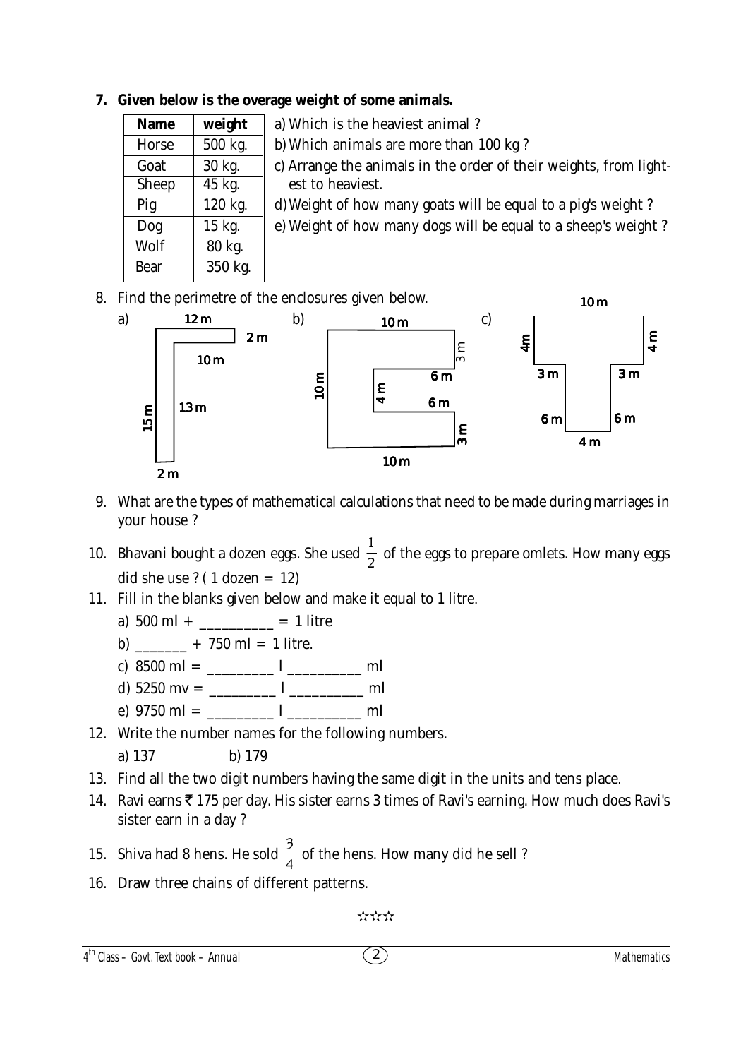**7. Given below is the overage weight of some animals.**

| Name | weight |
|---|---|
| Horse | 500 kg. |
| Goat | 30 kg. |
| Sheep | 45 kg. |
| Pig | 120 kg. |
| Dog | 15 kg. |
| Wolf | 80 kg. |
| Bear | 350 kg. |

a) Which is the heaviest animal ?

b) Which animals are more than 100 kg ?

c) Arrange the animals in the order of their weights, from lightest to heaviest.

d) Weight of how many goats will be equal to a pig's weight ?

e) Weight of how many dogs will be equal to a sheep's weight ?

8. Find the perimetre of the enclosures given below.

a)

12 m
2 m
10 m
13 m
15 m
2 m

b)

10 m
3 m
6 m
4 m
10 m
6 m
3 m
10 m

c)

10 m
4m
4 m
3 m
3 m
6 m
6 m
4 m

9. What are the types of mathematical calculations that need to be made during marriages in your house ?

10. Bhavani bought a dozen eggs. She used $\frac{1}{2}$ of the eggs to prepare omlets. How many eggs did she use ? ( 1 dozen = 12)

11. Fill in the blanks given below and make it equal to 1 litre.

a) 500 ml + __________ = 1 litre

b) _______ + 750 ml = 1 litre.

c) 8500 ml = _________ l __________ ml

d) 5250 mv = _________ l __________ ml

e) 9750 ml = _________ l __________ ml

12. Write the number names for the following numbers.

a) 137 b) 179

13. Find all the two digit numbers having the same digit in the units and tens place.

14. Ravi earns ₹ 175 per day. His sister earns 3 times of Ravi's earning. How much does Ravi's sister earn in a day ?

15. Shiva had 8 hens. He sold $\frac{3}{4}$ of the hens. How many did he sell ?

16. Draw three chains of different patterns.

☆☆☆